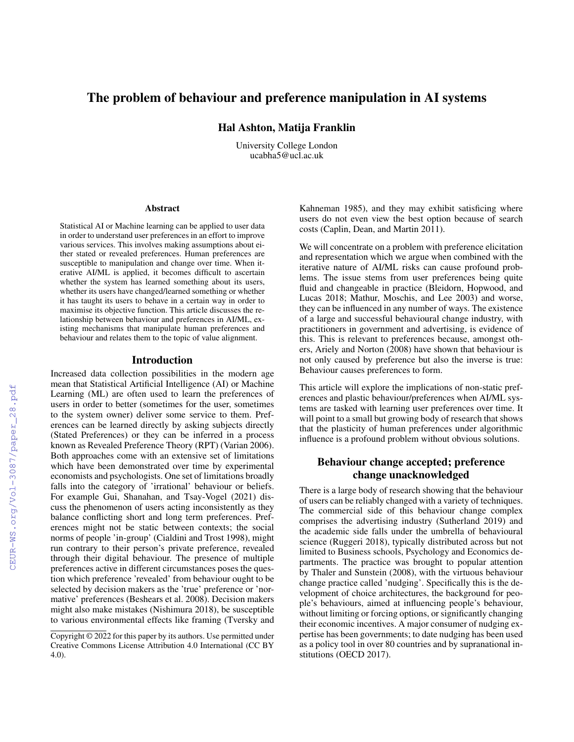# The problem of behaviour and preference manipulation in AI systems

**Hal Ashton, Matija Franklin**

University College London
ucabha5@ucl.ac.uk

## Abstract

Statistical AI or Machine learning can be applied to user data in order to understand user preferences in an effort to improve various services. This involves making assumptions about either stated or revealed preferences. Human preferences are susceptible to manipulation and change over time. When iterative AI/ML is applied, it becomes difficult to ascertain whether the system has learned something about its users, whether its users have changed/learned something or whether it has taught its users to behave in a certain way in order to maximise its objective function. This article discusses the relationship between behaviour and preferences in AI/ML, existing mechanisms that manipulate human preferences and behaviour and relates them to the topic of value alignment.

## Introduction

Increased data collection possibilities in the modern age mean that Statistical Artificial Intelligence (AI) or Machine Learning (ML) are often used to learn the preferences of users in order to better (sometimes for the user, sometimes to the system owner) deliver some service to them. Preferences can be learned directly by asking subjects directly (Stated Preferences) or they can be inferred in a process known as Revealed Preference Theory (RPT) (Varian 2006). Both approaches come with an extensive set of limitations which have been demonstrated over time by experimental economists and psychologists. One set of limitations broadly falls into the category of 'irrational' behaviour or beliefs. For example Gui, Shanahan, and Tsay-Vogel (2021) discuss the phenomenon of users acting inconsistently as they balance conflicting short and long term preferences. Preferences might not be static between contexts; the social norms of people 'in-group' (Cialdini and Trost 1998), might run contrary to their person's private preference, revealed through their digital behaviour. The presence of multiple preferences active in different circumstances poses the question which preference 'revealed' from behaviour ought to be selected by decision makers as the 'true' preference or 'normative' preferences (Beshears et al. 2008). Decision makers might also make mistakes (Nishimura 2018), be susceptible to various environmental effects like framing (Tversky and Kahneman 1985), and they may exhibit satisficing where users do not even view the best option because of search costs (Caplin, Dean, and Martin 2011).

We will concentrate on a problem with preference elicitation and representation which we argue when combined with the iterative nature of AI/ML risks can cause profound problems. The issue stems from user preferences being quite fluid and changeable in practice (Bleidorn, Hopwood, and Lucas 2018; Mathur, Moschis, and Lee 2003) and worse, they can be influenced in any number of ways. The existence of a large and successful behavioural change industry, with practitioners in government and advertising, is evidence of this. This is relevant to preferences because, amongst others, Ariely and Norton (2008) have shown that behaviour is not only caused by preference but also the inverse is true: Behaviour causes preferences to form.

This article will explore the implications of non-static preferences and plastic behaviour/preferences when AI/ML systems are tasked with learning user preferences over time. It will point to a small but growing body of research that shows that the plasticity of human preferences under algorithmic influence is a profound problem without obvious solutions.

## Behaviour change accepted; preference change unacknowledged

There is a large body of research showing that the behaviour of users can be reliably changed with a variety of techniques. The commercial side of this behaviour change complex comprises the advertising industry (Sutherland 2019) and the academic side falls under the umbrella of behavioural science (Ruggeri 2018), typically distributed across but not limited to Business schools, Psychology and Economics departments. The practice was brought to popular attention by Thaler and Sunstein (2008), with the virtuous behaviour change practice called 'nudging'. Specifically this is the development of choice architectures, the background for people's behaviours, aimed at influencing people's behaviour, without limiting or forcing options, or significantly changing their economic incentives. A major consumer of nudging expertise has been governments; to date nudging has been used as a policy tool in over 80 countries and by supranational institutions (OECD 2017).

Copyright © 2022 for this paper by its authors. Use permitted under Creative Commons License Attribution 4.0 International (CC BY 4.0).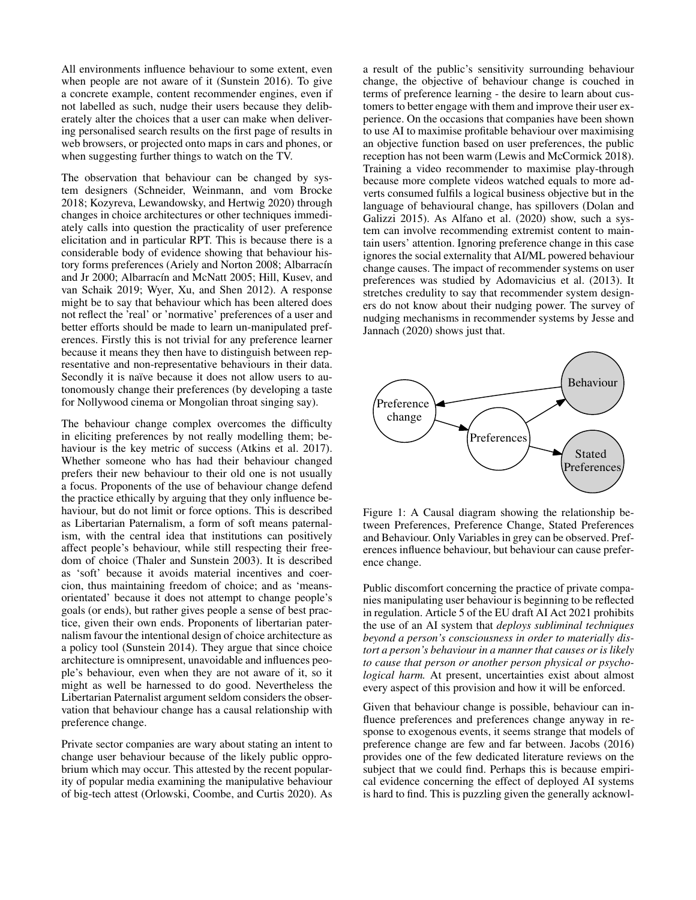All environments influence behaviour to some extent, even when people are not aware of it (Sunstein 2016). To give a concrete example, content recommender engines, even if not labelled as such, nudge their users because they deliberately alter the choices that a user can make when delivering personalised search results on the first page of results in web browsers, or projected onto maps in cars and phones, or when suggesting further things to watch on the TV.

The observation that behaviour can be changed by system designers (Schneider, Weinmann, and vom Brocke 2018; Kozyreva, Lewandowsky, and Hertwig 2020) through changes in choice architectures or other techniques immediately calls into question the practicality of user preference elicitation and in particular RPT. This is because there is a considerable body of evidence showing that behaviour history forms preferences (Ariely and Norton 2008; Albarracín and Jr 2000; Albarracín and McNatt 2005; Hill, Kusev, and van Schaik 2019; Wyer, Xu, and Shen 2012). A response might be to say that behaviour which has been altered does not reflect the 'real' or 'normative' preferences of a user and better efforts should be made to learn un-manipulated preferences. Firstly this is not trivial for any preference learner because it means they then have to distinguish between representative and non-representative behaviours in their data. Secondly it is naïve because it does not allow users to autonomously change their preferences (by developing a taste for Nollywood cinema or Mongolian throat singing say).

The behaviour change complex overcomes the difficulty in eliciting preferences by not really modelling them; behaviour is the key metric of success (Atkins et al. 2017). Whether someone who has had their behaviour changed prefers their new behaviour to their old one is not usually a focus. Proponents of the use of behaviour change defend the practice ethically by arguing that they only influence behaviour, but do not limit or force options. This is described as Libertarian Paternalism, a form of soft means paternalism, with the central idea that institutions can positively affect people's behaviour, while still respecting their freedom of choice (Thaler and Sunstein 2003). It is described as 'soft' because it avoids material incentives and coercion, thus maintaining freedom of choice; and as 'means-orientated' because it does not attempt to change people's goals (or ends), but rather gives people a sense of best practice, given their own ends. Proponents of libertarian paternalism favour the intentional design of choice architecture as a policy tool (Sunstein 2014). They argue that since choice architecture is omnipresent, unavoidable and influences people's behaviour, even when they are not aware of it, so it might as well be harnessed to do good. Nevertheless the Libertarian Paternalist argument seldom considers the observation that behaviour change has a causal relationship with preference change.

Private sector companies are wary about stating an intent to change user behaviour because of the likely public opprobrium which may occur. This attested by the recent popularity of popular media examining the manipulative behaviour of big-tech attest (Orlowski, Coombe, and Curtis 2020). As a result of the public's sensitivity surrounding behaviour change, the objective of behaviour change is couched in terms of preference learning - the desire to learn about customers to better engage with them and improve their user experience. On the occasions that companies have been shown to use AI to maximise profitable behaviour over maximising an objective function based on user preferences, the public reception has not been warm (Lewis and McCormick 2018). Training a video recommender to maximise play-through because more complete videos watched equals to more adverts consumed fulfils a logical business objective but in the language of behavioural change, has spillovers (Dolan and Galizzi 2015). As Alfano et al. (2020) show, such a system can involve recommending extremist content to maintain users' attention. Ignoring preference change in this case ignores the social externality that AI/ML powered behaviour change causes. The impact of recommender systems on user preferences was studied by Adomavicius et al. (2013). It stretches credulity to say that recommender system designers do not know about their nudging power. The survey of nudging mechanisms in recommender systems by Jesse and Jannach (2020) shows just that.

Figure 1: A Causal diagram showing the relationship between Preferences, Preference Change, Stated Preferences and Behaviour. Only Variables in grey can be observed. Preferences influence behaviour, but behaviour can cause preference change.

Public discomfort concerning the practice of private companies manipulating user behaviour is beginning to be reflected in regulation. Article 5 of the EU draft AI Act 2021 prohibits the use of an AI system that *deploys subliminal techniques beyond a person's consciousness in order to materially distort a person's behaviour in a manner that causes or is likely to cause that person or another person physical or psychological harm.* At present, uncertainties exist about almost every aspect of this provision and how it will be enforced.

Given that behaviour change is possible, behaviour can influence preferences and preferences change anyway in response to exogenous events, it seems strange that models of preference change are few and far between. Jacobs (2016) provides one of the few dedicated literature reviews on the subject that we could find. Perhaps this is because empirical evidence concerning the effect of deployed AI systems is hard to find. This is puzzling given the generally acknowl-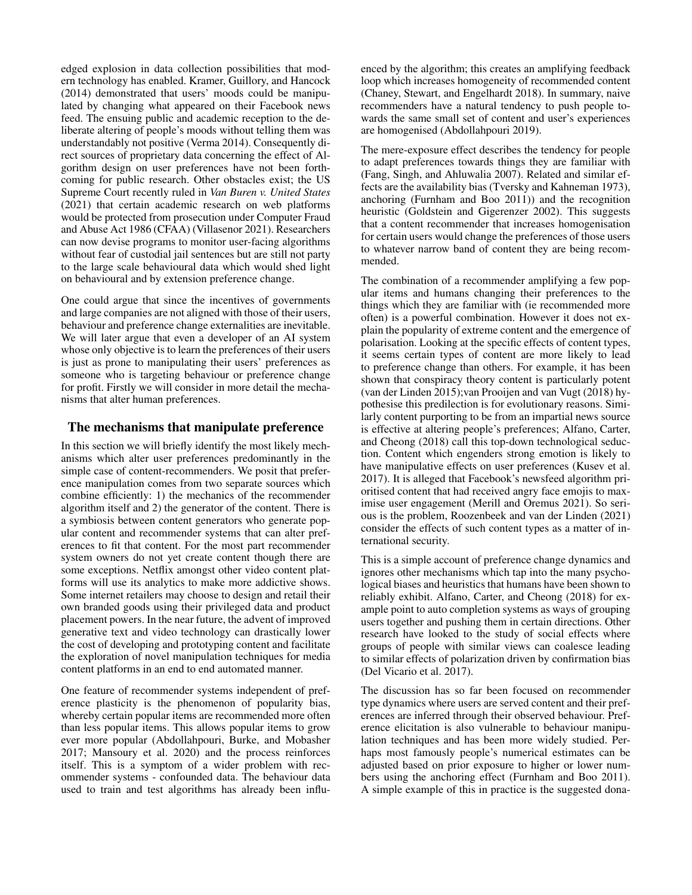edged explosion in data collection possibilities that modern technology has enabled. Kramer, Guillory, and Hancock (2014) demonstrated that users' moods could be manipulated by changing what appeared on their Facebook news feed. The ensuing public and academic reception to the deliberate altering of people's moods without telling them was understandably not positive (Verma 2014). Consequently direct sources of proprietary data concerning the effect of Algorithm design on user preferences have not been forthcoming for public research. Other obstacles exist; the US Supreme Court recently ruled in *Van Buren v. United States* (2021) that certain academic research on web platforms would be protected from prosecution under Computer Fraud and Abuse Act 1986 (CFAA) (Villasenor 2021). Researchers can now devise programs to monitor user-facing algorithms without fear of custodial jail sentences but are still not party to the large scale behavioural data which would shed light on behavioural and by extension preference change.

One could argue that since the incentives of governments and large companies are not aligned with those of their users, behaviour and preference change externalities are inevitable. We will later argue that even a developer of an AI system whose only objective is to learn the preferences of their users is just as prone to manipulating their users' preferences as someone who is targeting behaviour or preference change for profit. Firstly we will consider in more detail the mechanisms that alter human preferences.

## The mechanisms that manipulate preference

In this section we will briefly identify the most likely mechanisms which alter user preferences predominantly in the simple case of content-recommenders. We posit that preference manipulation comes from two separate sources which combine efficiently: 1) the mechanics of the recommender algorithm itself and 2) the generator of the content. There is a symbiosis between content generators who generate popular content and recommender systems that can alter preferences to fit that content. For the most part recommender system owners do not yet create content though there are some exceptions. Netflix amongst other video content platforms will use its analytics to make more addictive shows. Some internet retailers may choose to design and retail their own branded goods using their privileged data and product placement powers. In the near future, the advent of improved generative text and video technology can drastically lower the cost of developing and prototyping content and facilitate the exploration of novel manipulation techniques for media content platforms in an end to end automated manner.

One feature of recommender systems independent of preference plasticity is the phenomenon of popularity bias, whereby certain popular items are recommended more often than less popular items. This allows popular items to grow ever more popular (Abdollahpouri, Burke, and Mobasher 2017; Mansoury et al. 2020) and the process reinforces itself. This is a symptom of a wider problem with recommender systems - confounded data. The behaviour data used to train and test algorithms has already been influenced by the algorithm; this creates an amplifying feedback loop which increases homogeneity of recommended content (Chaney, Stewart, and Engelhardt 2018). In summary, naive recommenders have a natural tendency to push people towards the same small set of content and user's experiences are homogenised (Abdollahpouri 2019).

The mere-exposure effect describes the tendency for people to adapt preferences towards things they are familiar with (Fang, Singh, and Ahluwalia 2007). Related and similar effects are the availability bias (Tversky and Kahneman 1973), anchoring (Furnham and Boo 2011)) and the recognition heuristic (Goldstein and Gigerenzer 2002). This suggests that a content recommender that increases homogenisation for certain users would change the preferences of those users to whatever narrow band of content they are being recommended.

The combination of a recommender amplifying a few popular items and humans changing their preferences to the things which they are familiar with (ie recommended more often) is a powerful combination. However it does not explain the popularity of extreme content and the emergence of polarisation. Looking at the specific effects of content types, it seems certain types of content are more likely to lead to preference change than others. For example, it has been shown that conspiracy theory content is particularly potent (van der Linden 2015);van Prooijen and van Vugt (2018) hypothesise this predilection is for evolutionary reasons. Similarly content purporting to be from an impartial news source is effective at altering people's preferences; Alfano, Carter, and Cheong (2018) call this top-down technological seduction. Content which engenders strong emotion is likely to have manipulative effects on user preferences (Kusev et al. 2017). It is alleged that Facebook's newsfeed algorithm prioritised content that had received angry face emojis to maximise user engagement (Merill and Oremus 2021). So serious is the problem, Roozenbeek and van der Linden (2021) consider the effects of such content types as a matter of international security.

This is a simple account of preference change dynamics and ignores other mechanisms which tap into the many psychological biases and heuristics that humans have been shown to reliably exhibit. Alfano, Carter, and Cheong (2018) for example point to auto completion systems as ways of grouping users together and pushing them in certain directions. Other research have looked to the study of social effects where groups of people with similar views can coalesce leading to similar effects of polarization driven by confirmation bias (Del Vicario et al. 2017).

The discussion has so far been focused on recommender type dynamics where users are served content and their preferences are inferred through their observed behaviour. Preference elicitation is also vulnerable to behaviour manipulation techniques and has been more widely studied. Perhaps most famously people's numerical estimates can be adjusted based on prior exposure to higher or lower numbers using the anchoring effect (Furnham and Boo 2011). A simple example of this in practice is the suggested dona-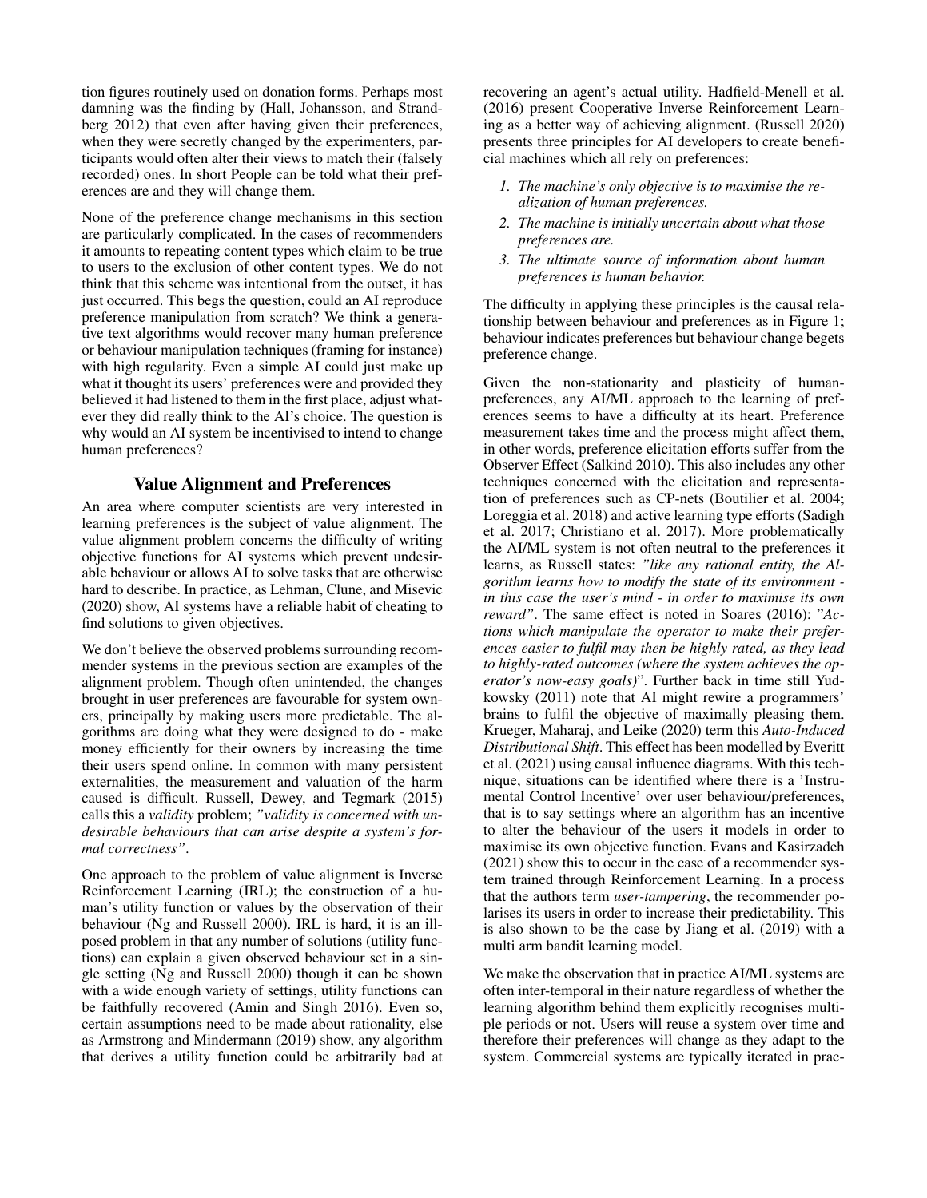tion figures routinely used on donation forms. Perhaps most damning was the finding by (Hall, Johansson, and Strandberg 2012) that even after having given their preferences, when they were secretly changed by the experimenters, participants would often alter their views to match their (falsely recorded) ones. In short People can be told what their preferences are and they will change them.

None of the preference change mechanisms in this section are particularly complicated. In the cases of recommenders it amounts to repeating content types which claim to be true to users to the exclusion of other content types. We do not think that this scheme was intentional from the outset, it has just occurred. This begs the question, could an AI reproduce preference manipulation from scratch? We think a generative text algorithms would recover many human preference or behaviour manipulation techniques (framing for instance) with high regularity. Even a simple AI could just make up what it thought its users' preferences were and provided they believed it had listened to them in the first place, adjust whatever they did really think to the AI's choice. The question is why would an AI system be incentivised to intend to change human preferences?

## Value Alignment and Preferences

An area where computer scientists are very interested in learning preferences is the subject of value alignment. The value alignment problem concerns the difficulty of writing objective functions for AI systems which prevent undesirable behaviour or allows AI to solve tasks that are otherwise hard to describe. In practice, as Lehman, Clune, and Misevic (2020) show, AI systems have a reliable habit of cheating to find solutions to given objectives.

We don't believe the observed problems surrounding recommender systems in the previous section are examples of the alignment problem. Though often unintended, the changes brought in user preferences are favourable for system owners, principally by making users more predictable. The algorithms are doing what they were designed to do - make money efficiently for their owners by increasing the time their users spend online. In common with many persistent externalities, the measurement and valuation of the harm caused is difficult. Russell, Dewey, and Tegmark (2015) calls this a *validity* problem; *"validity is concerned with undesirable behaviours that can arise despite a system's formal correctness"*.

One approach to the problem of value alignment is Inverse Reinforcement Learning (IRL); the construction of a human's utility function or values by the observation of their behaviour (Ng and Russell 2000). IRL is hard, it is an ill-posed problem in that any number of solutions (utility functions) can explain a given observed behaviour set in a single setting (Ng and Russell 2000) though it can be shown with a wide enough variety of settings, utility functions can be faithfully recovered (Amin and Singh 2016). Even so, certain assumptions need to be made about rationality, else as Armstrong and Mindermann (2019) show, any algorithm that derives a utility function could be arbitrarily bad at recovering an agent's actual utility. Hadfield-Menell et al. (2016) present Cooperative Inverse Reinforcement Learning as a better way of achieving alignment. (Russell 2020) presents three principles for AI developers to create beneficial machines which all rely on preferences:

1. *The machine's only objective is to maximise the realization of human preferences.*
2. *The machine is initially uncertain about what those preferences are.*
3. *The ultimate source of information about human preferences is human behavior.*

The difficulty in applying these principles is the causal relationship between behaviour and preferences as in Figure 1; behaviour indicates preferences but behaviour change begets preference change.

Given the non-stationarity and plasticity of human-preferences, any AI/ML approach to the learning of preferences seems to have a difficulty at its heart. Preference measurement takes time and the process might affect them, in other words, preference elicitation efforts suffer from the Observer Effect (Salkind 2010). This also includes any other techniques concerned with the elicitation and representation of preferences such as CP-nets (Boutilier et al. 2004; Loreggia et al. 2018) and active learning type efforts (Sadigh et al. 2017; Christiano et al. 2017). More problematically the AI/ML system is not often neutral to the preferences it learns, as Russell states: *"like any rational entity, the Algorithm learns how to modify the state of its environment - in this case the user's mind - in order to maximise its own reward"*. The same effect is noted in Soares (2016): "*Actions which manipulate the operator to make their preferences easier to fulfil may then be highly rated, as they lead to highly-rated outcomes (where the system achieves the operator's now-easy goals)*". Further back in time still Yudkowsky (2011) note that AI might rewire a programmers' brains to fulfil the objective of maximally pleasing them. Krueger, Maharaj, and Leike (2020) term this *Auto-Induced Distributional Shift*. This effect has been modelled by Everitt et al. (2021) using causal influence diagrams. With this technique, situations can be identified where there is a 'Instrumental Control Incentive' over user behaviour/preferences, that is to say settings where an algorithm has an incentive to alter the behaviour of the users it models in order to maximise its own objective function. Evans and Kasirzadeh (2021) show this to occur in the case of a recommender system trained through Reinforcement Learning. In a process that the authors term *user-tampering*, the recommender polarises its users in order to increase their predictability. This is also shown to be the case by Jiang et al. (2019) with a multi arm bandit learning model.

We make the observation that in practice AI/ML systems are often inter-temporal in their nature regardless of whether the learning algorithm behind them explicitly recognises multiple periods or not. Users will reuse a system over time and therefore their preferences will change as they adapt to the system. Commercial systems are typically iterated in prac-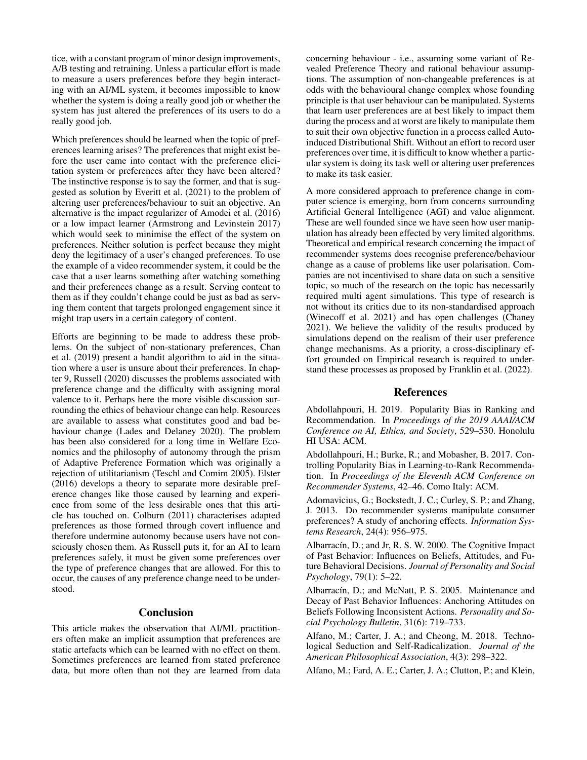tice, with a constant program of minor design improvements, A/B testing and retraining. Unless a particular effort is made to measure a users preferences before they begin interacting with an AI/ML system, it becomes impossible to know whether the system is doing a really good job or whether the system has just altered the preferences of its users to do a really good job.

Which preferences should be learned when the topic of preferences learning arises? The preferences that might exist before the user came into contact with the preference elicitation system or preferences after they have been altered? The instinctive response is to say the former, and that is suggested as solution by Everitt et al. (2021) to the problem of altering user preferences/behaviour to suit an objective. An alternative is the impact regularizer of Amodei et al. (2016) or a low impact learner (Armstrong and Levinstein 2017) which would seek to minimise the effect of the system on preferences. Neither solution is perfect because they might deny the legitimacy of a user's changed preferences. To use the example of a video recommender system, it could be the case that a user learns something after watching something and their preferences change as a result. Serving content to them as if they couldn't change could be just as bad as serving them content that targets prolonged engagement since it might trap users in a certain category of content.

Efforts are beginning to be made to address these problems. On the subject of non-stationary preferences, Chan et al. (2019) present a bandit algorithm to aid in the situation where a user is unsure about their preferences. In chapter 9, Russell (2020) discusses the problems associated with preference change and the difficulty with assigning moral valence to it. Perhaps here the more visible discussion surrounding the ethics of behaviour change can help. Resources are available to assess what constitutes good and bad behaviour change (Lades and Delaney 2020). The problem has been also considered for a long time in Welfare Economics and the philosophy of autonomy through the prism of Adaptive Preference Formation which was originally a rejection of utilitarianism (Teschl and Comim 2005). Elster (2016) develops a theory to separate more desirable preference changes like those caused by learning and experience from some of the less desirable ones that this article has touched on. Colburn (2011) characterises adapted preferences as those formed through covert influence and therefore undermine autonomy because users have not consciously chosen them. As Russell puts it, for an AI to learn preferences safely, it must be given some preferences over the type of preference changes that are allowed. For this to occur, the causes of any preference change need to be understood.

## Conclusion

This article makes the observation that AI/ML practitioners often make an implicit assumption that preferences are static artefacts which can be learned with no effect on them. Sometimes preferences are learned from stated preference data, but more often than not they are learned from data concerning behaviour - i.e., assuming some variant of Revealed Preference Theory and rational behaviour assumptions. The assumption of non-changeable preferences is at odds with the behavioural change complex whose founding principle is that user behaviour can be manipulated. Systems that learn user preferences are at best likely to impact them during the process and at worst are likely to manipulate them to suit their own objective function in a process called Auto-induced Distributional Shift. Without an effort to record user preferences over time, it is difficult to know whether a particular system is doing its task well or altering user preferences to make its task easier.

A more considered approach to preference change in computer science is emerging, born from concerns surrounding Artificial General Intelligence (AGI) and value alignment. These are well founded since we have seen how user manipulation has already been effected by very limited algorithms. Theoretical and empirical research concerning the impact of recommender systems does recognise preference/behaviour change as a cause of problems like user polarisation. Companies are not incentivised to share data on such a sensitive topic, so much of the research on the topic has necessarily required multi agent simulations. This type of research is not without its critics due to its non-standardised approach (Winecoff et al. 2021) and has open challenges (Chaney 2021). We believe the validity of the results produced by simulations depend on the realism of their user preference change mechanisms. As a priority, a cross-disciplinary effort grounded on Empirical research is required to understand these processes as proposed by Franklin et al. (2022).

## References

Abdollahpouri, H. 2019. Popularity Bias in Ranking and Recommendation. In *Proceedings of the 2019 AAAI/ACM Conference on AI, Ethics, and Society*, 529–530. Honolulu HI USA: ACM.

Abdollahpouri, H.; Burke, R.; and Mobasher, B. 2017. Controlling Popularity Bias in Learning-to-Rank Recommendation. In *Proceedings of the Eleventh ACM Conference on Recommender Systems*, 42–46. Como Italy: ACM.

Adomavicius, G.; Bockstedt, J. C.; Curley, S. P.; and Zhang, J. 2013. Do recommender systems manipulate consumer preferences? A study of anchoring effects. *Information Systems Research*, 24(4): 956–975.

Albarracín, D.; and Jr, R. S. W. 2000. The Cognitive Impact of Past Behavior: Influences on Beliefs, Attitudes, and Future Behavioral Decisions. *Journal of Personality and Social Psychology*, 79(1): 5–22.

Albarracín, D.; and McNatt, P. S. 2005. Maintenance and Decay of Past Behavior Influences: Anchoring Attitudes on Beliefs Following Inconsistent Actions. *Personality and Social Psychology Bulletin*, 31(6): 719–733.

Alfano, M.; Carter, J. A.; and Cheong, M. 2018. Technological Seduction and Self-Radicalization. *Journal of the American Philosophical Association*, 4(3): 298–322.

Alfano, M.; Fard, A. E.; Carter, J. A.; Clutton, P.; and Klein,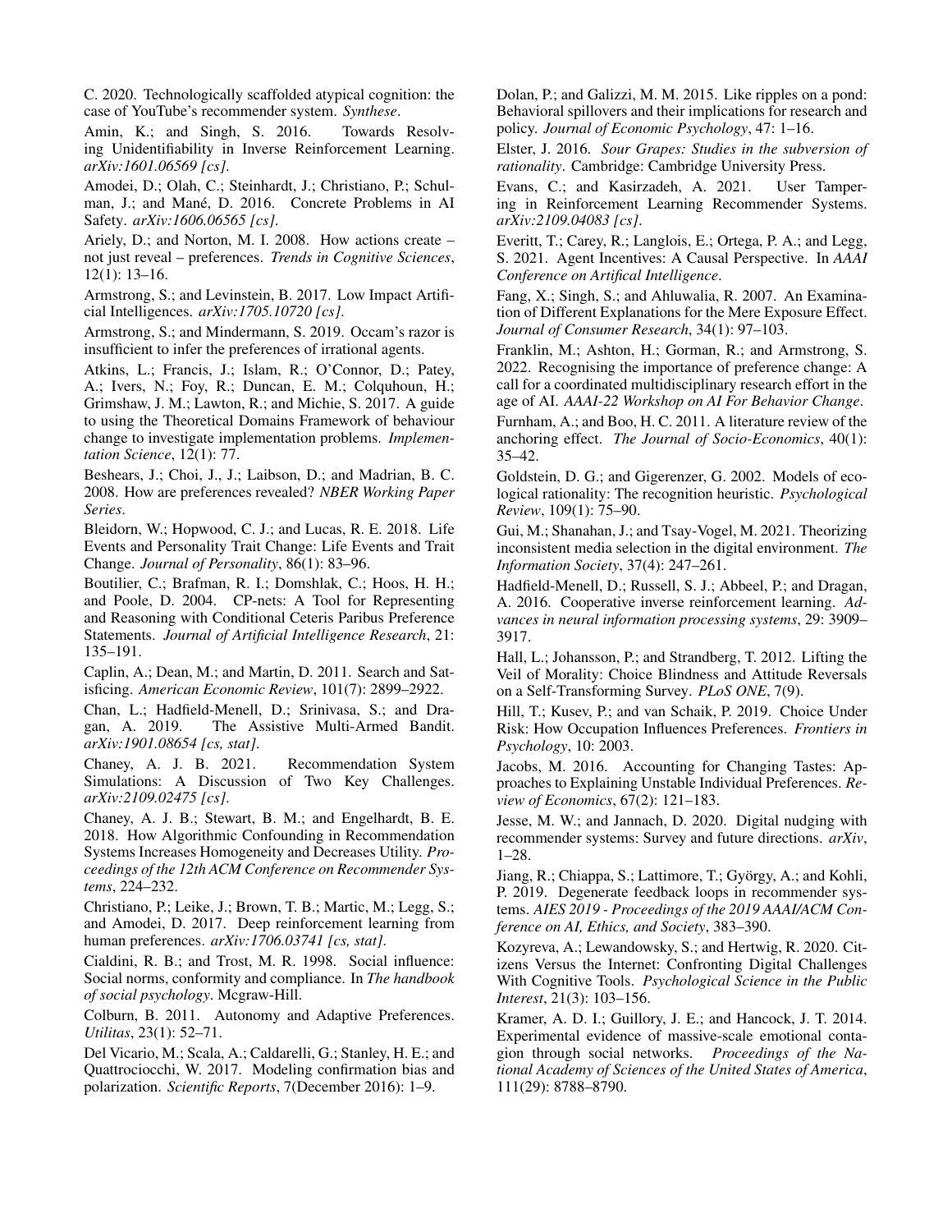C. 2020. Technologically scaffolded atypical cognition: the case of YouTube's recommender system. *Synthese*.

Amin, K.; and Singh, S. 2016. Towards Resolving Unidentifiability in Inverse Reinforcement Learning. *arXiv:1601.06569 [cs]*.

Amodei, D.; Olah, C.; Steinhardt, J.; Christiano, P.; Schulman, J.; and Mané, D. 2016. Concrete Problems in AI Safety. *arXiv:1606.06565 [cs]*.

Ariely, D.; and Norton, M. I. 2008. How actions create – not just reveal – preferences. *Trends in Cognitive Sciences*, 12(1): 13–16.

Armstrong, S.; and Levinstein, B. 2017. Low Impact Artificial Intelligences. *arXiv:1705.10720 [cs]*.

Armstrong, S.; and Mindermann, S. 2019. Occam's razor is insufficient to infer the preferences of irrational agents.

Atkins, L.; Francis, J.; Islam, R.; O'Connor, D.; Patey, A.; Ivers, N.; Foy, R.; Duncan, E. M.; Colquhoun, H.; Grimshaw, J. M.; Lawton, R.; and Michie, S. 2017. A guide to using the Theoretical Domains Framework of behaviour change to investigate implementation problems. *Implementation Science*, 12(1): 77.

Beshears, J.; Choi, J., J.; Laibson, D.; and Madrian, B. C. 2008. How are preferences revealed? *NBER Working Paper Series*.

Bleidorn, W.; Hopwood, C. J.; and Lucas, R. E. 2018. Life Events and Personality Trait Change: Life Events and Trait Change. *Journal of Personality*, 86(1): 83–96.

Boutilier, C.; Brafman, R. I.; Domshlak, C.; Hoos, H. H.; and Poole, D. 2004. CP-nets: A Tool for Representing and Reasoning with Conditional Ceteris Paribus Preference Statements. *Journal of Artificial Intelligence Research*, 21: 135–191.

Caplin, A.; Dean, M.; and Martin, D. 2011. Search and Satisficing. *American Economic Review*, 101(7): 2899–2922.

Chan, L.; Hadfield-Menell, D.; Srinivasa, S.; and Dragan, A. 2019. The Assistive Multi-Armed Bandit. *arXiv:1901.08654 [cs, stat]*.

Chaney, A. J. B. 2021. Recommendation System Simulations: A Discussion of Two Key Challenges. *arXiv:2109.02475 [cs]*.

Chaney, A. J. B.; Stewart, B. M.; and Engelhardt, B. E. 2018. How Algorithmic Confounding in Recommendation Systems Increases Homogeneity and Decreases Utility. *Proceedings of the 12th ACM Conference on Recommender Systems*, 224–232.

Christiano, P.; Leike, J.; Brown, T. B.; Martic, M.; Legg, S.; and Amodei, D. 2017. Deep reinforcement learning from human preferences. *arXiv:1706.03741 [cs, stat]*.

Cialdini, R. B.; and Trost, M. R. 1998. Social influence: Social norms, conformity and compliance. In *The handbook of social psychology*. Mcgraw-Hill.

Colburn, B. 2011. Autonomy and Adaptive Preferences. *Utilitas*, 23(1): 52–71.

Del Vicario, M.; Scala, A.; Caldarelli, G.; Stanley, H. E.; and Quattrociocchi, W. 2017. Modeling confirmation bias and polarization. *Scientific Reports*, 7(December 2016): 1–9.

Dolan, P.; and Galizzi, M. M. 2015. Like ripples on a pond: Behavioral spillovers and their implications for research and policy. *Journal of Economic Psychology*, 47: 1–16.

Elster, J. 2016. *Sour Grapes: Studies in the subversion of rationality*. Cambridge: Cambridge University Press.

Evans, C.; and Kasirzadeh, A. 2021. User Tampering in Reinforcement Learning Recommender Systems. *arXiv:2109.04083 [cs]*.

Everitt, T.; Carey, R.; Langlois, E.; Ortega, P. A.; and Legg, S. 2021. Agent Incentives: A Causal Perspective. In *AAAI Conference on Artifical Intelligence*.

Fang, X.; Singh, S.; and Ahluwalia, R. 2007. An Examination of Different Explanations for the Mere Exposure Effect. *Journal of Consumer Research*, 34(1): 97–103.

Franklin, M.; Ashton, H.; Gorman, R.; and Armstrong, S. 2022. Recognising the importance of preference change: A call for a coordinated multidisciplinary research effort in the age of AI. *AAAI-22 Workshop on AI For Behavior Change*.

Furnham, A.; and Boo, H. C. 2011. A literature review of the anchoring effect. *The Journal of Socio-Economics*, 40(1): 35–42.

Goldstein, D. G.; and Gigerenzer, G. 2002. Models of ecological rationality: The recognition heuristic. *Psychological Review*, 109(1): 75–90.

Gui, M.; Shanahan, J.; and Tsay-Vogel, M. 2021. Theorizing inconsistent media selection in the digital environment. *The Information Society*, 37(4): 247–261.

Hadfield-Menell, D.; Russell, S. J.; Abbeel, P.; and Dragan, A. 2016. Cooperative inverse reinforcement learning. *Advances in neural information processing systems*, 29: 3909–3917.

Hall, L.; Johansson, P.; and Strandberg, T. 2012. Lifting the Veil of Morality: Choice Blindness and Attitude Reversals on a Self-Transforming Survey. *PLoS ONE*, 7(9).

Hill, T.; Kusev, P.; and van Schaik, P. 2019. Choice Under Risk: How Occupation Influences Preferences. *Frontiers in Psychology*, 10: 2003.

Jacobs, M. 2016. Accounting for Changing Tastes: Approaches to Explaining Unstable Individual Preferences. *Review of Economics*, 67(2): 121–183.

Jesse, M. W.; and Jannach, D. 2020. Digital nudging with recommender systems: Survey and future directions. *arXiv*, 1–28.

Jiang, R.; Chiappa, S.; Lattimore, T.; György, A.; and Kohli, P. 2019. Degenerate feedback loops in recommender systems. *AIES 2019 - Proceedings of the 2019 AAAI/ACM Conference on AI, Ethics, and Society*, 383–390.

Kozyreva, A.; Lewandowsky, S.; and Hertwig, R. 2020. Citizens Versus the Internet: Confronting Digital Challenges With Cognitive Tools. *Psychological Science in the Public Interest*, 21(3): 103–156.

Kramer, A. D. I.; Guillory, J. E.; and Hancock, J. T. 2014. Experimental evidence of massive-scale emotional contagion through social networks. *Proceedings of the National Academy of Sciences of the United States of America*, 111(29): 8788–8790.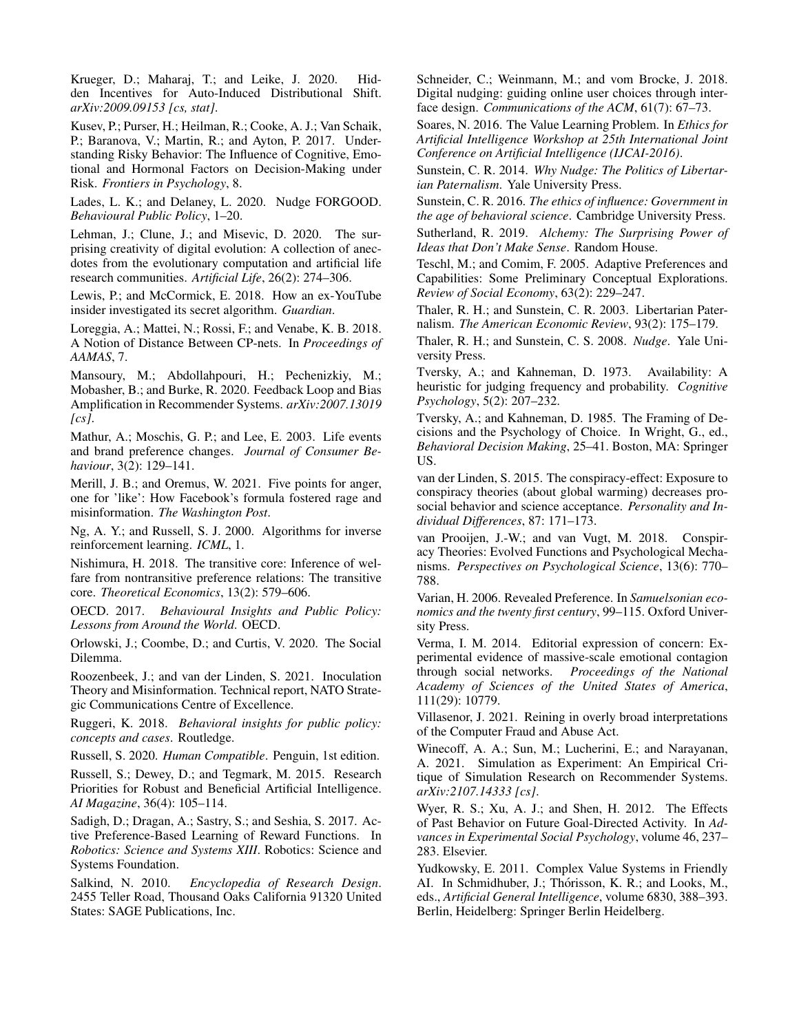Krueger, D.; Maharaj, T.; and Leike, J. 2020. Hidden Incentives for Auto-Induced Distributional Shift. *arXiv:2009.09153 [cs, stat]*.

Kusev, P.; Purser, H.; Heilman, R.; Cooke, A. J.; Van Schaik, P.; Baranova, V.; Martin, R.; and Ayton, P. 2017. Understanding Risky Behavior: The Influence of Cognitive, Emotional and Hormonal Factors on Decision-Making under Risk. *Frontiers in Psychology*, 8.

Lades, L. K.; and Delaney, L. 2020. Nudge FORGOOD. *Behavioural Public Policy*, 1–20.

Lehman, J.; Clune, J.; and Misevic, D. 2020. The surprising creativity of digital evolution: A collection of anecdotes from the evolutionary computation and artificial life research communities. *Artificial Life*, 26(2): 274–306.

Lewis, P.; and McCormick, E. 2018. How an ex-YouTube insider investigated its secret algorithm. *Guardian*.

Loreggia, A.; Mattei, N.; Rossi, F.; and Venabe, K. B. 2018. A Notion of Distance Between CP-nets. In *Proceedings of AAMAS*, 7.

Mansoury, M.; Abdollahpouri, H.; Pechenizkiy, M.; Mobasher, B.; and Burke, R. 2020. Feedback Loop and Bias Amplification in Recommender Systems. *arXiv:2007.13019 [cs]*.

Mathur, A.; Moschis, G. P.; and Lee, E. 2003. Life events and brand preference changes. *Journal of Consumer Behaviour*, 3(2): 129–141.

Merill, J. B.; and Oremus, W. 2021. Five points for anger, one for 'like': How Facebook's formula fostered rage and misinformation. *The Washington Post*.

Ng, A. Y.; and Russell, S. J. 2000. Algorithms for inverse reinforcement learning. *ICML*, 1.

Nishimura, H. 2018. The transitive core: Inference of welfare from nontransitive preference relations: The transitive core. *Theoretical Economics*, 13(2): 579–606.

OECD. 2017. *Behavioural Insights and Public Policy: Lessons from Around the World*. OECD.

Orlowski, J.; Coombe, D.; and Curtis, V. 2020. The Social Dilemma.

Roozenbeek, J.; and van der Linden, S. 2021. Inoculation Theory and Misinformation. Technical report, NATO Strategic Communications Centre of Excellence.

Ruggeri, K. 2018. *Behavioral insights for public policy: concepts and cases*. Routledge.

Russell, S. 2020. *Human Compatible*. Penguin, 1st edition.

Russell, S.; Dewey, D.; and Tegmark, M. 2015. Research Priorities for Robust and Beneficial Artificial Intelligence. *AI Magazine*, 36(4): 105–114.

Sadigh, D.; Dragan, A.; Sastry, S.; and Seshia, S. 2017. Active Preference-Based Learning of Reward Functions. In *Robotics: Science and Systems XIII*. Robotics: Science and Systems Foundation.

Salkind, N. 2010. *Encyclopedia of Research Design*. 2455 Teller Road, Thousand Oaks California 91320 United States: SAGE Publications, Inc.

Schneider, C.; Weinmann, M.; and vom Brocke, J. 2018. Digital nudging: guiding online user choices through interface design. *Communications of the ACM*, 61(7): 67–73.

Soares, N. 2016. The Value Learning Problem. In *Ethics for Artificial Intelligence Workshop at 25th International Joint Conference on Artificial Intelligence (IJCAI-2016)*.

Sunstein, C. R. 2014. *Why Nudge: The Politics of Libertarian Paternalism*. Yale University Press.

Sunstein, C. R. 2016. *The ethics of influence: Government in the age of behavioral science*. Cambridge University Press.

Sutherland, R. 2019. *Alchemy: The Surprising Power of Ideas that Don't Make Sense*. Random House.

Teschl, M.; and Comim, F. 2005. Adaptive Preferences and Capabilities: Some Preliminary Conceptual Explorations. *Review of Social Economy*, 63(2): 229–247.

Thaler, R. H.; and Sunstein, C. R. 2003. Libertarian Paternalism. *The American Economic Review*, 93(2): 175–179.

Thaler, R. H.; and Sunstein, C. S. 2008. *Nudge*. Yale University Press.

Tversky, A.; and Kahneman, D. 1973. Availability: A heuristic for judging frequency and probability. *Cognitive Psychology*, 5(2): 207–232.

Tversky, A.; and Kahneman, D. 1985. The Framing of Decisions and the Psychology of Choice. In Wright, G., ed., *Behavioral Decision Making*, 25–41. Boston, MA: Springer US.

van der Linden, S. 2015. The conspiracy-effect: Exposure to conspiracy theories (about global warming) decreases prosocial behavior and science acceptance. *Personality and Individual Differences*, 87: 171–173.

van Prooijen, J.-W.; and van Vugt, M. 2018. Conspiracy Theories: Evolved Functions and Psychological Mechanisms. *Perspectives on Psychological Science*, 13(6): 770–788.

Varian, H. 2006. Revealed Preference. In *Samuelsonian economics and the twenty first century*, 99–115. Oxford University Press.

Verma, I. M. 2014. Editorial expression of concern: Experimental evidence of massive-scale emotional contagion through social networks. *Proceedings of the National Academy of Sciences of the United States of America*, 111(29): 10779.

Villasenor, J. 2021. Reining in overly broad interpretations of the Computer Fraud and Abuse Act.

Winecoff, A. A.; Sun, M.; Lucherini, E.; and Narayanan, A. 2021. Simulation as Experiment: An Empirical Critique of Simulation Research on Recommender Systems. *arXiv:2107.14333 [cs]*.

Wyer, R. S.; Xu, A. J.; and Shen, H. 2012. The Effects of Past Behavior on Future Goal-Directed Activity. In *Advances in Experimental Social Psychology*, volume 46, 237–283. Elsevier.

Yudkowsky, E. 2011. Complex Value Systems in Friendly AI. In Schmidhuber, J.; Thórisson, K. R.; and Looks, M., eds., *Artificial General Intelligence*, volume 6830, 388–393. Berlin, Heidelberg: Springer Berlin Heidelberg.